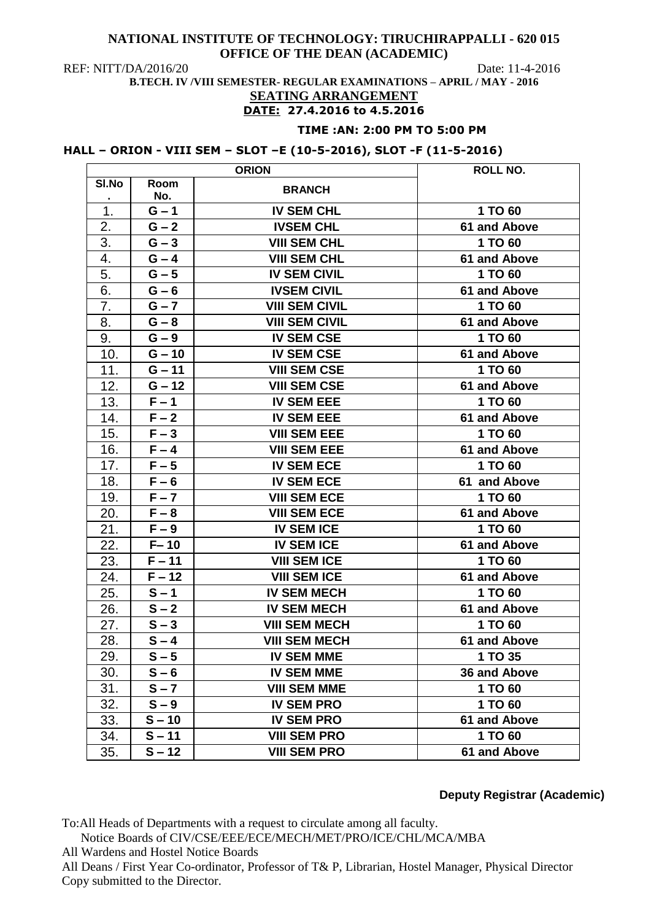**NATIONAL INSTITUTE OF TECHNOLOGY: TIRUCHIRAPPALLI - 620 015**
**OFFICE OF THE DEAN (ACADEMIC)**

REF: NITT/DA/2016/20 Date: 11-4-2016

**B.TECH. IV /VIII SEMESTER- REGULAR EXAMINATIONS – APRIL / MAY - 2016**

**SEATING ARRANGEMENT**

**DATE: 27.4.2016 to 4.5.2016**

**TIME :AN: 2:00 PM TO 5:00 PM**

**HALL – ORION - VIII SEM – SLOT –E (10-5-2016), SLOT -F (11-5-2016)**

| ORION | | | ROLL NO. |
|---|---|---|---|
| **Sl.No.** | **Room No.** | **BRANCH** | |
| 1. | G – 1 | IV SEM CHL | 1 TO 60 |
| 2. | G – 2 | IVSEM CHL | 61 and Above |
| 3. | G – 3 | VIII SEM CHL | 1 TO 60 |
| 4. | G – 4 | VIII SEM CHL | 61 and Above |
| 5. | G – 5 | IV SEM CIVIL | 1 TO 60 |
| 6. | G – 6 | IVSEM CIVIL | 61 and Above |
| 7. | G – 7 | VIII SEM CIVIL | 1 TO 60 |
| 8. | G – 8 | VIII SEM CIVIL | 61 and Above |
| 9. | G – 9 | IV SEM CSE | 1 TO 60 |
| 10. | G – 10 | IV SEM CSE | 61 and Above |
| 11. | G – 11 | VIII SEM CSE | 1 TO 60 |
| 12. | G – 12 | VIII SEM CSE | 61 and Above |
| 13. | F – 1 | IV SEM EEE | 1 TO 60 |
| 14. | F – 2 | IV SEM EEE | 61 and Above |
| 15. | F – 3 | VIII SEM EEE | 1 TO 60 |
| 16. | F – 4 | VIII SEM EEE | 61 and Above |
| 17. | F – 5 | IV SEM ECE | 1 TO 60 |
| 18. | F – 6 | IV SEM ECE | 61 and Above |
| 19. | F – 7 | VIII SEM ECE | 1 TO 60 |
| 20. | F – 8 | VIII SEM ECE | 61 and Above |
| 21. | F – 9 | IV SEM ICE | 1 TO 60 |
| 22. | F– 10 | IV SEM ICE | 61 and Above |
| 23. | F – 11 | VIII SEM ICE | 1 TO 60 |
| 24. | F – 12 | VIII SEM ICE | 61 and Above |
| 25. | S – 1 | IV SEM MECH | 1 TO 60 |
| 26. | S – 2 | IV SEM MECH | 61 and Above |
| 27. | S – 3 | VIII SEM MECH | 1 TO 60 |
| 28. | S – 4 | VIII SEM MECH | 61 and Above |
| 29. | S – 5 | IV SEM MME | 1 TO 35 |
| 30. | S – 6 | IV SEM MME | 36 and Above |
| 31. | S – 7 | VIII SEM MME | 1 TO 60 |
| 32. | S – 9 | IV SEM PRO | 1 TO 60 |
| 33. | S – 10 | IV SEM PRO | 61 and Above |
| 34. | S – 11 | VIII SEM PRO | 1 TO 60 |
| 35. | S – 12 | VIII SEM PRO | 61 and Above |

**Deputy Registrar (Academic)**

To:All Heads of Departments with a request to circulate among all faculty.
Notice Boards of CIV/CSE/EEE/ECE/MECH/MET/PRO/ICE/CHL/MCA/MBA
All Wardens and Hostel Notice Boards
All Deans / First Year Co-ordinator, Professor of T& P, Librarian, Hostel Manager, Physical Director
Copy submitted to the Director.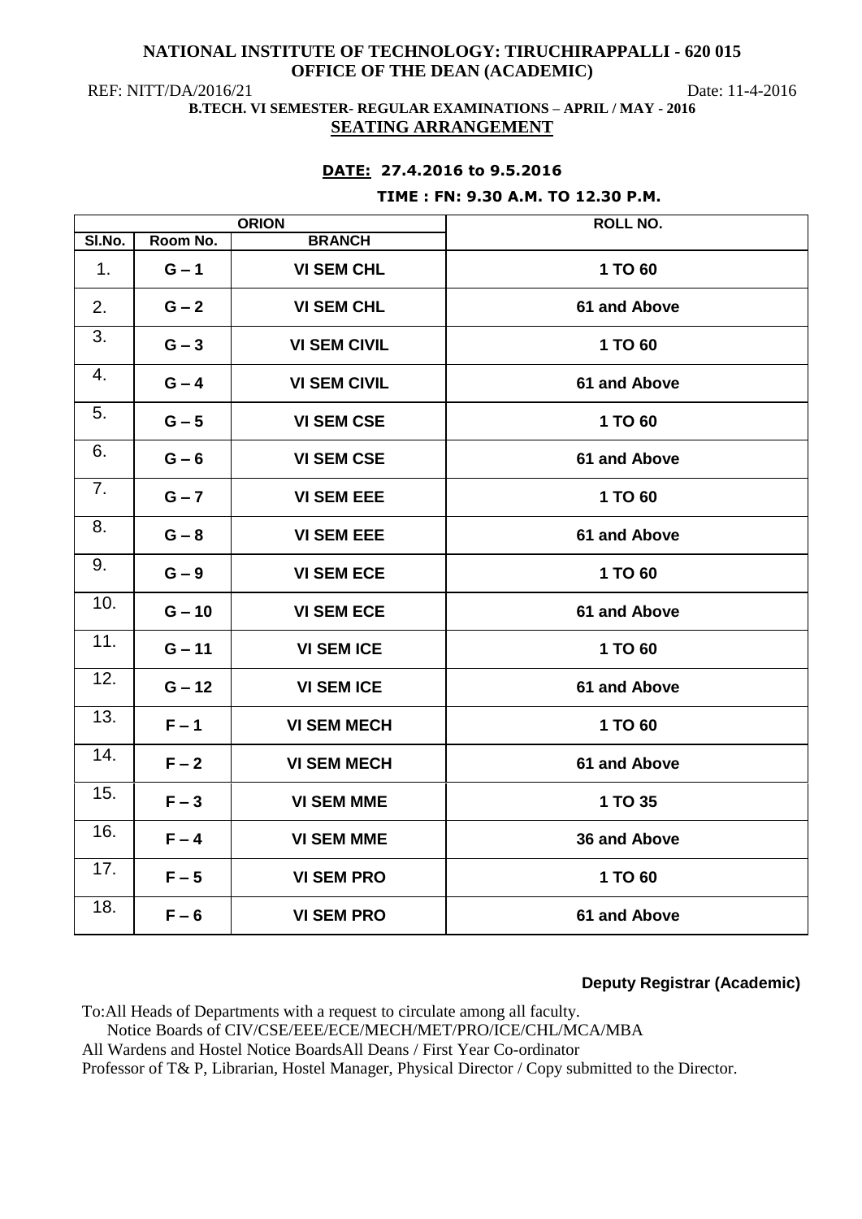**NATIONAL INSTITUTE OF TECHNOLOGY: TIRUCHIRAPPALLI - 620 015**
**OFFICE OF THE DEAN (ACADEMIC)**

REF: NITT/DA/2016/21 Date: 11-4-2016

**B.TECH. VI SEMESTER- REGULAR EXAMINATIONS – APRIL / MAY - 2016**

**SEATING ARRANGEMENT**

**DATE: 27.4.2016 to 9.5.2016**

**TIME : FN: 9.30 A.M. TO 12.30 P.M.**

| ORION | | | ROLL NO. |
|---|---|---|---|
| Sl.No. | Room No. | BRANCH | |
| 1. | G – 1 | VI SEM CHL | 1 TO 60 |
| 2. | G – 2 | VI SEM CHL | 61 and Above |
| 3. | G – 3 | VI SEM CIVIL | 1 TO 60 |
| 4. | G – 4 | VI SEM CIVIL | 61 and Above |
| 5. | G – 5 | VI SEM CSE | 1 TO 60 |
| 6. | G – 6 | VI SEM CSE | 61 and Above |
| 7. | G – 7 | VI SEM EEE | 1 TO 60 |
| 8. | G – 8 | VI SEM EEE | 61 and Above |
| 9. | G – 9 | VI SEM ECE | 1 TO 60 |
| 10. | G – 10 | VI SEM ECE | 61 and Above |
| 11. | G – 11 | VI SEM ICE | 1 TO 60 |
| 12. | G – 12 | VI SEM ICE | 61 and Above |
| 13. | F – 1 | VI SEM MECH | 1 TO 60 |
| 14. | F – 2 | VI SEM MECH | 61 and Above |
| 15. | F – 3 | VI SEM MME | 1 TO 35 |
| 16. | F – 4 | VI SEM MME | 36 and Above |
| 17. | F – 5 | VI SEM PRO | 1 TO 60 |
| 18. | F – 6 | VI SEM PRO | 61 and Above |

**Deputy Registrar (Academic)**

To:All Heads of Departments with a request to circulate among all faculty.
Notice Boards of CIV/CSE/EEE/ECE/MECH/MET/PRO/ICE/CHL/MCA/MBA
All Wardens and Hostel Notice BoardsAll Deans / First Year Co-ordinator
Professor of T& P, Librarian, Hostel Manager, Physical Director / Copy submitted to the Director.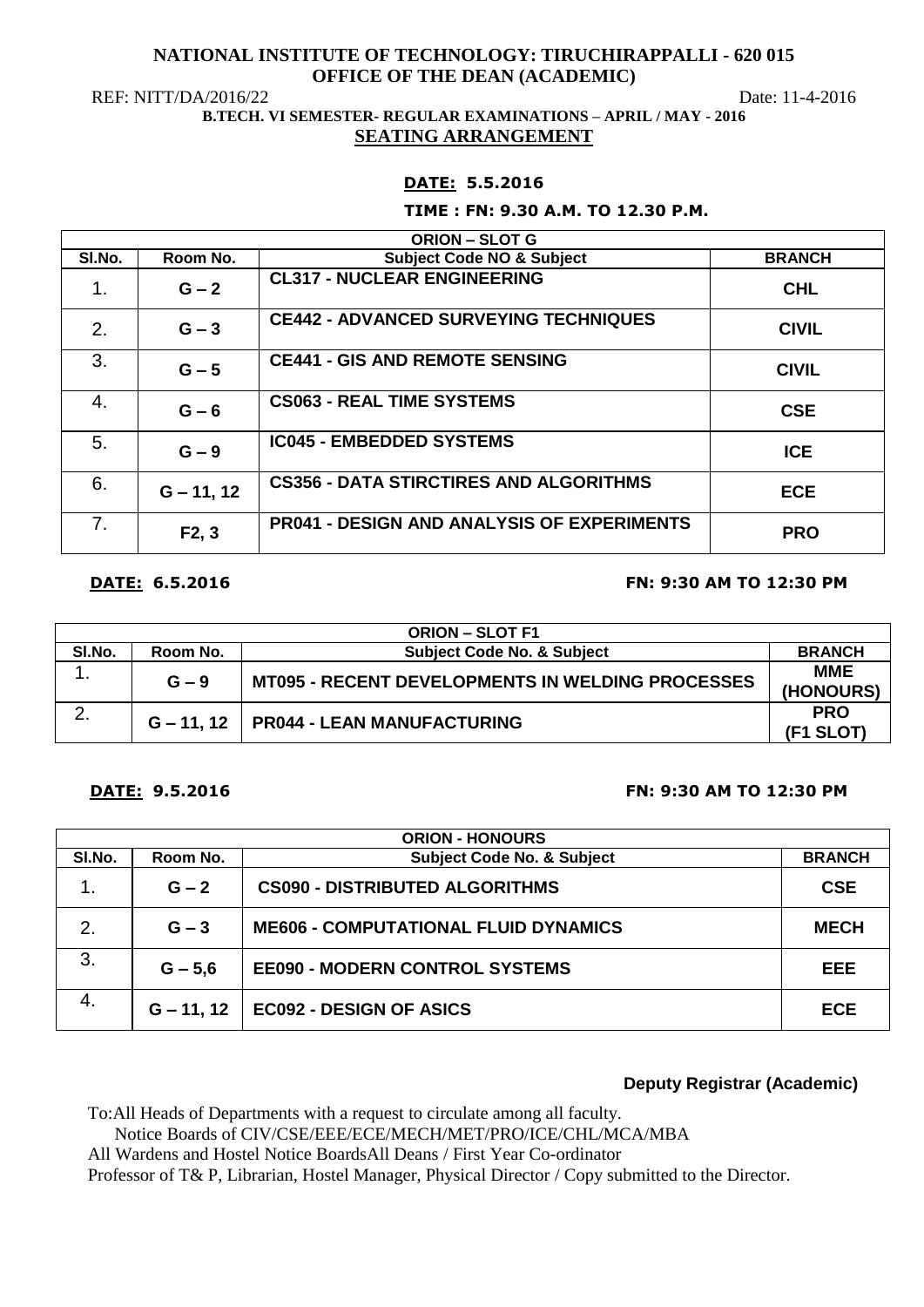**NATIONAL INSTITUTE OF TECHNOLOGY: TIRUCHIRAPPALLI - 620 015**
**OFFICE OF THE DEAN (ACADEMIC)**

REF: NITT/DA/2016/22 Date: 11-4-2016

**B.TECH. VI SEMESTER- REGULAR EXAMINATIONS – APRIL / MAY - 2016**

**SEATING ARRANGEMENT**

**DATE: 5.5.2016**

**TIME : FN: 9.30 A.M. TO 12.30 P.M.**

| ORION – SLOT G | | | |
|---|---|---|---|
| **Sl.No.** | **Room No.** | **Subject Code NO & Subject** | **BRANCH** |
| 1. | G – 2 | CL317 - NUCLEAR ENGINEERING | CHL |
| 2. | G – 3 | CE442 - ADVANCED SURVEYING TECHNIQUES | CIVIL |
| 3. | G – 5 | CE441 - GIS AND REMOTE SENSING | CIVIL |
| 4. | G – 6 | CS063 - REAL TIME SYSTEMS | CSE |
| 5. | G – 9 | IC045 - EMBEDDED SYSTEMS | ICE |
| 6. | G – 11, 12 | CS356 - DATA STIRCTIRES AND ALGORITHMS | ECE |
| 7. | F2, 3 | PR041 - DESIGN AND ANALYSIS OF EXPERIMENTS | PRO |

**DATE: 6.5.2016** **FN: 9:30 AM TO 12:30 PM**

| ORION – SLOT F1 | | | |
|---|---|---|---|
| **Sl.No.** | **Room No.** | **Subject Code No. & Subject** | **BRANCH** |
| 1. | G – 9 | MT095 - RECENT DEVELOPMENTS IN WELDING PROCESSES | MME (HONOURS) |
| 2. | G – 11, 12 | PR044 - LEAN MANUFACTURING | PRO (F1 SLOT) |

**DATE: 9.5.2016** **FN: 9:30 AM TO 12:30 PM**

| ORION - HONOURS | | | |
|---|---|---|---|
| **Sl.No.** | **Room No.** | **Subject Code No. & Subject** | **BRANCH** |
| 1. | G – 2 | CS090 - DISTRIBUTED ALGORITHMS | CSE |
| 2. | G – 3 | ME606 - COMPUTATIONAL FLUID DYNAMICS | MECH |
| 3. | G – 5,6 | EE090 - MODERN CONTROL SYSTEMS | EEE |
| 4. | G – 11, 12 | EC092 - DESIGN OF ASICS | ECE |

**Deputy Registrar (Academic)**

To:All Heads of Departments with a request to circulate among all faculty.
Notice Boards of CIV/CSE/EEE/ECE/MECH/MET/PRO/ICE/CHL/MCA/MBA
All Wardens and Hostel Notice BoardsAll Deans / First Year Co-ordinator
Professor of T& P, Librarian, Hostel Manager, Physical Director / Copy submitted to the Director.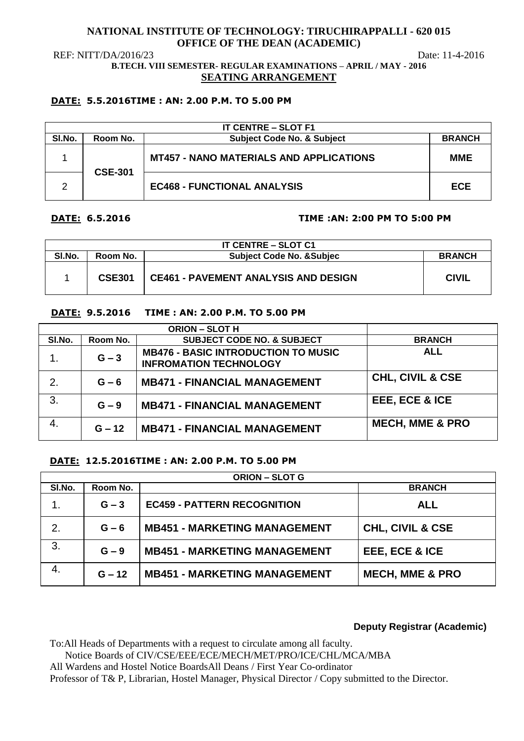**NATIONAL INSTITUTE OF TECHNOLOGY: TIRUCHIRAPPALLI - 620 015**
**OFFICE OF THE DEAN (ACADEMIC)**

REF: NITT/DA/2016/23 Date: 11-4-2016

**B.TECH. VIII SEMESTER- REGULAR EXAMINATIONS – APRIL / MAY - 2016**

**SEATING ARRANGEMENT**

**DATE: 5.5.2016TIME : AN: 2.00 P.M. TO 5.00 PM**

| IT CENTRE – SLOT F1 | | | |
|---|---|---|---|
| Sl.No. | Room No. | Subject Code No. & Subject | BRANCH |
| 1 | CSE-301 | MT457 - NANO MATERIALS AND APPLICATIONS | MME |
| 2 | | EC468 - FUNCTIONAL ANALYSIS | ECE |

**DATE: 6.5.2016** **TIME :AN: 2:00 PM TO 5:00 PM**

| IT CENTRE – SLOT C1 | | | |
|---|---|---|---|
| Sl.No. | Room No. | Subject Code No. &Subjec | BRANCH |
| 1 | CSE301 | CE461 - PAVEMENT ANALYSIS AND DESIGN | CIVIL |

**DATE: 9.5.2016 TIME : AN: 2.00 P.M. TO 5.00 PM**

| ORION – SLOT H | | | |
|---|---|---|---|
| Sl.No. | Room No. | SUBJECT CODE NO. & SUBJECT | BRANCH |
| 1. | G – 3 | MB476 - BASIC INTRODUCTION TO MUSIC INFROMATION TECHNOLOGY | ALL |
| 2. | G – 6 | MB471 - FINANCIAL MANAGEMENT | CHL, CIVIL & CSE |
| 3. | G – 9 | MB471 - FINANCIAL MANAGEMENT | EEE, ECE & ICE |
| 4. | G – 12 | MB471 - FINANCIAL MANAGEMENT | MECH, MME & PRO |

**DATE: 12.5.2016TIME : AN: 2.00 P.M. TO 5.00 PM**

| ORION – SLOT G | | | |
|---|---|---|---|
| Sl.No. | Room No. | | BRANCH |
| 1. | G – 3 | EC459 - PATTERN RECOGNITION | ALL |
| 2. | G – 6 | MB451 - MARKETING MANAGEMENT | CHL, CIVIL & CSE |
| 3. | G – 9 | MB451 - MARKETING MANAGEMENT | EEE, ECE & ICE |
| 4. | G – 12 | MB451 - MARKETING MANAGEMENT | MECH, MME & PRO |

**Deputy Registrar (Academic)**

To:All Heads of Departments with a request to circulate among all faculty.
Notice Boards of CIV/CSE/EEE/ECE/MECH/MET/PRO/ICE/CHL/MCA/MBA
All Wardens and Hostel Notice BoardsAll Deans / First Year Co-ordinator
Professor of T& P, Librarian, Hostel Manager, Physical Director / Copy submitted to the Director.